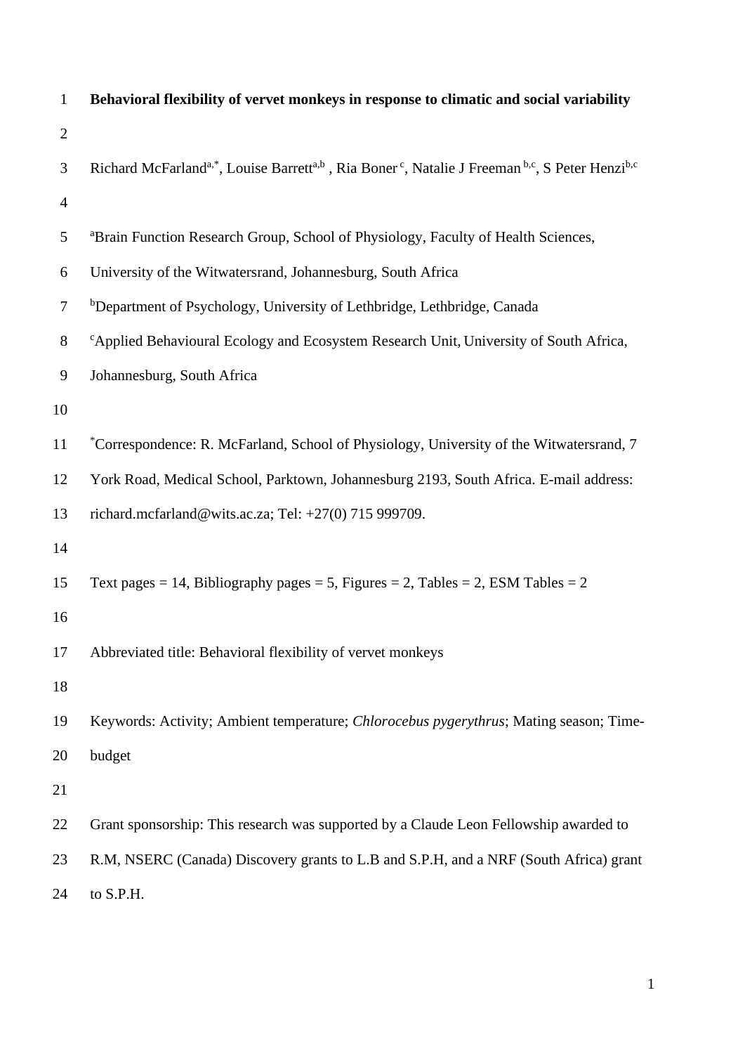# Behavioral flexibility of vervet monkeys in response to climatic and social variability

Richard McFarland[a,*], Louise Barrett[a,b], Ria Boner[c], Natalie J Freeman[b,c], S Peter Henzi[b,c]

[a]Brain Function Research Group, School of Physiology, Faculty of Health Sciences, University of the Witwatersrand, Johannesburg, South Africa

[b]Department of Psychology, University of Lethbridge, Lethbridge, Canada

[c]Applied Behavioural Ecology and Ecosystem Research Unit, University of South Africa, Johannesburg, South Africa

[*]Correspondence: R. McFarland, School of Physiology, University of the Witwatersrand, 7 York Road, Medical School, Parktown, Johannesburg 2193, South Africa. E-mail address: richard.mcfarland@wits.ac.za; Tel: +27(0) 715 999709.

Text pages = 14, Bibliography pages = 5, Figures = 2, Tables = 2, ESM Tables = 2

Abbreviated title: Behavioral flexibility of vervet monkeys

Keywords: Activity; Ambient temperature; *Chlorocebus pygerythrus*; Mating season; Time-budget

Grant sponsorship: This research was supported by a Claude Leon Fellowship awarded to R.M, NSERC (Canada) Discovery grants to L.B and S.P.H, and a NRF (South Africa) grant to S.P.H.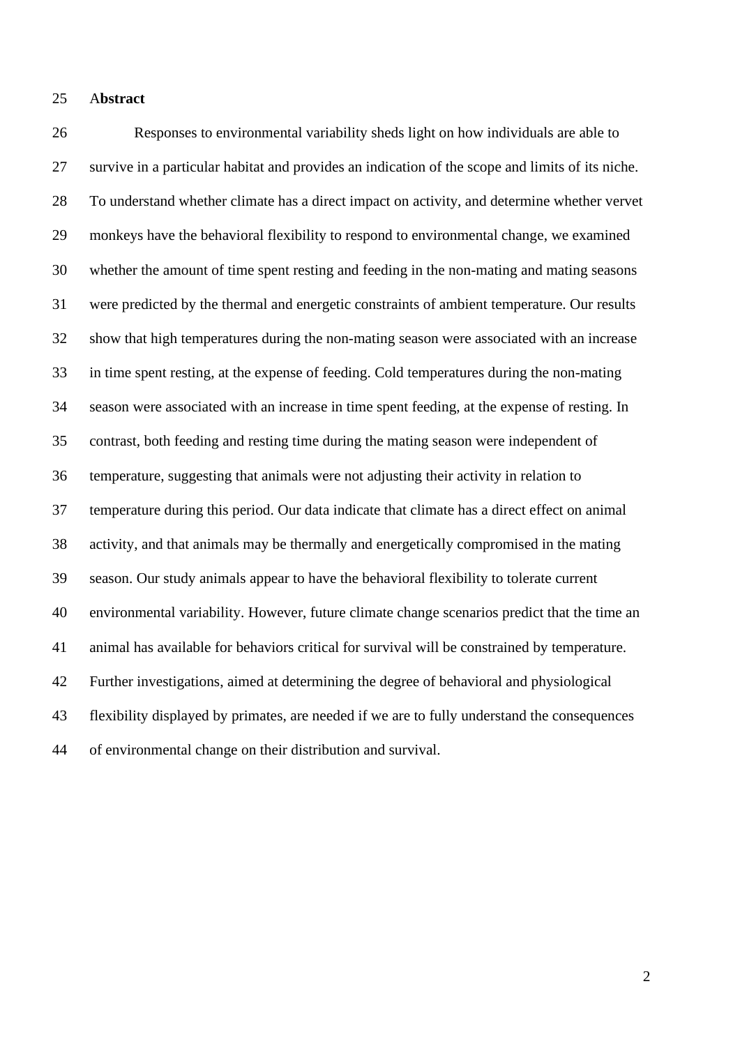## Abstract

Responses to environmental variability sheds light on how individuals are able to survive in a particular habitat and provides an indication of the scope and limits of its niche. To understand whether climate has a direct impact on activity, and determine whether vervet monkeys have the behavioral flexibility to respond to environmental change, we examined whether the amount of time spent resting and feeding in the non-mating and mating seasons were predicted by the thermal and energetic constraints of ambient temperature. Our results show that high temperatures during the non-mating season were associated with an increase in time spent resting, at the expense of feeding. Cold temperatures during the non-mating season were associated with an increase in time spent feeding, at the expense of resting. In contrast, both feeding and resting time during the mating season were independent of temperature, suggesting that animals were not adjusting their activity in relation to temperature during this period. Our data indicate that climate has a direct effect on animal activity, and that animals may be thermally and energetically compromised in the mating season. Our study animals appear to have the behavioral flexibility to tolerate current environmental variability. However, future climate change scenarios predict that the time an animal has available for behaviors critical for survival will be constrained by temperature. Further investigations, aimed at determining the degree of behavioral and physiological flexibility displayed by primates, are needed if we are to fully understand the consequences of environmental change on their distribution and survival.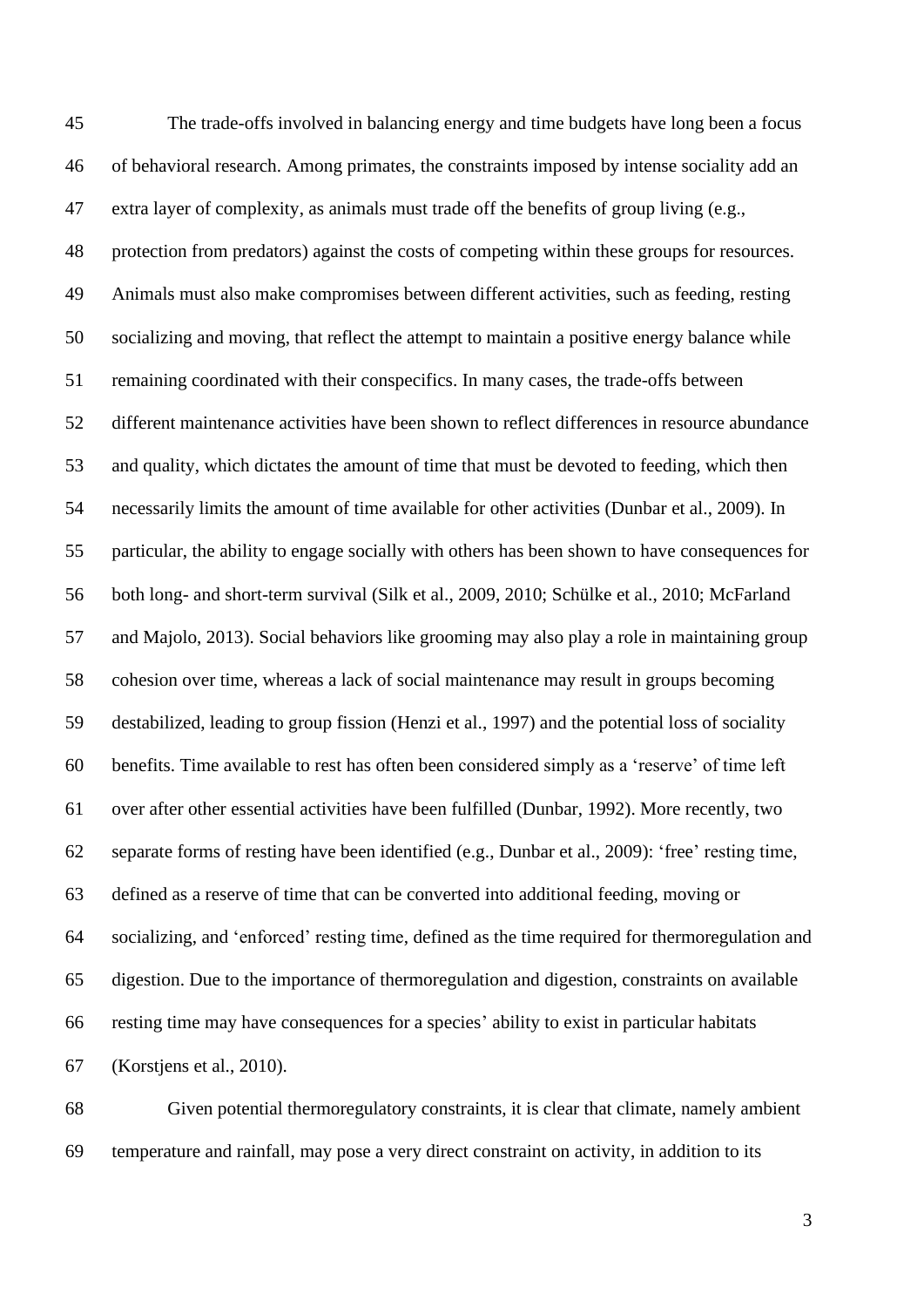The trade-offs involved in balancing energy and time budgets have long been a focus of behavioral research. Among primates, the constraints imposed by intense sociality add an extra layer of complexity, as animals must trade off the benefits of group living (e.g., protection from predators) against the costs of competing within these groups for resources. Animals must also make compromises between different activities, such as feeding, resting socializing and moving, that reflect the attempt to maintain a positive energy balance while remaining coordinated with their conspecifics. In many cases, the trade-offs between different maintenance activities have been shown to reflect differences in resource abundance and quality, which dictates the amount of time that must be devoted to feeding, which then necessarily limits the amount of time available for other activities (Dunbar et al., 2009). In particular, the ability to engage socially with others has been shown to have consequences for both long- and short-term survival (Silk et al., 2009, 2010; Schülke et al., 2010; McFarland and Majolo, 2013). Social behaviors like grooming may also play a role in maintaining group cohesion over time, whereas a lack of social maintenance may result in groups becoming destabilized, leading to group fission (Henzi et al., 1997) and the potential loss of sociality benefits. Time available to rest has often been considered simply as a 'reserve' of time left over after other essential activities have been fulfilled (Dunbar, 1992). More recently, two separate forms of resting have been identified (e.g., Dunbar et al., 2009): 'free' resting time, defined as a reserve of time that can be converted into additional feeding, moving or socializing, and 'enforced' resting time, defined as the time required for thermoregulation and digestion. Due to the importance of thermoregulation and digestion, constraints on available resting time may have consequences for a species' ability to exist in particular habitats (Korstjens et al., 2010).

Given potential thermoregulatory constraints, it is clear that climate, namely ambient temperature and rainfall, may pose a very direct constraint on activity, in addition to its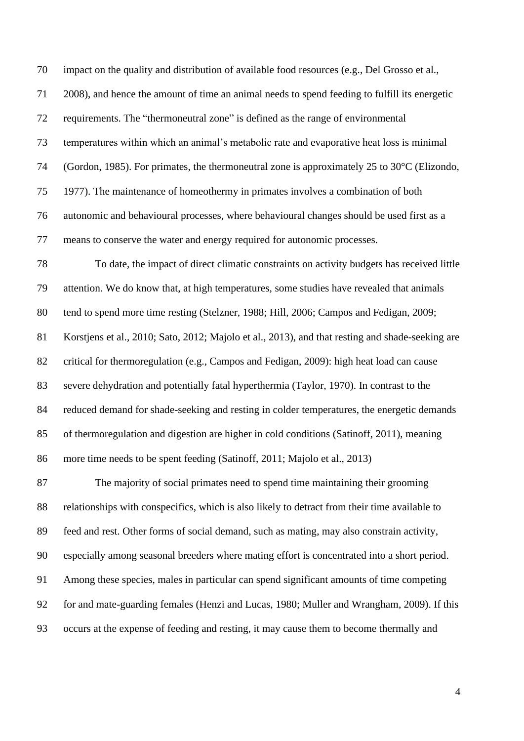impact on the quality and distribution of available food resources (e.g., Del Grosso et al., 2008), and hence the amount of time an animal needs to spend feeding to fulfill its energetic requirements. The "thermoneutral zone" is defined as the range of environmental temperatures within which an animal's metabolic rate and evaporative heat loss is minimal (Gordon, 1985). For primates, the thermoneutral zone is approximately 25 to 30°C (Elizondo, 1977). The maintenance of homeothermy in primates involves a combination of both autonomic and behavioural processes, where behavioural changes should be used first as a means to conserve the water and energy required for autonomic processes.

To date, the impact of direct climatic constraints on activity budgets has received little attention. We do know that, at high temperatures, some studies have revealed that animals tend to spend more time resting (Stelzner, 1988; Hill, 2006; Campos and Fedigan, 2009; Korstjens et al., 2010; Sato, 2012; Majolo et al., 2013), and that resting and shade-seeking are critical for thermoregulation (e.g., Campos and Fedigan, 2009): high heat load can cause severe dehydration and potentially fatal hyperthermia (Taylor, 1970). In contrast to the reduced demand for shade-seeking and resting in colder temperatures, the energetic demands of thermoregulation and digestion are higher in cold conditions (Satinoff, 2011), meaning more time needs to be spent feeding (Satinoff, 2011; Majolo et al., 2013)

The majority of social primates need to spend time maintaining their grooming relationships with conspecifics, which is also likely to detract from their time available to feed and rest. Other forms of social demand, such as mating, may also constrain activity, especially among seasonal breeders where mating effort is concentrated into a short period. Among these species, males in particular can spend significant amounts of time competing for and mate-guarding females (Henzi and Lucas, 1980; Muller and Wrangham, 2009). If this occurs at the expense of feeding and resting, it may cause them to become thermally and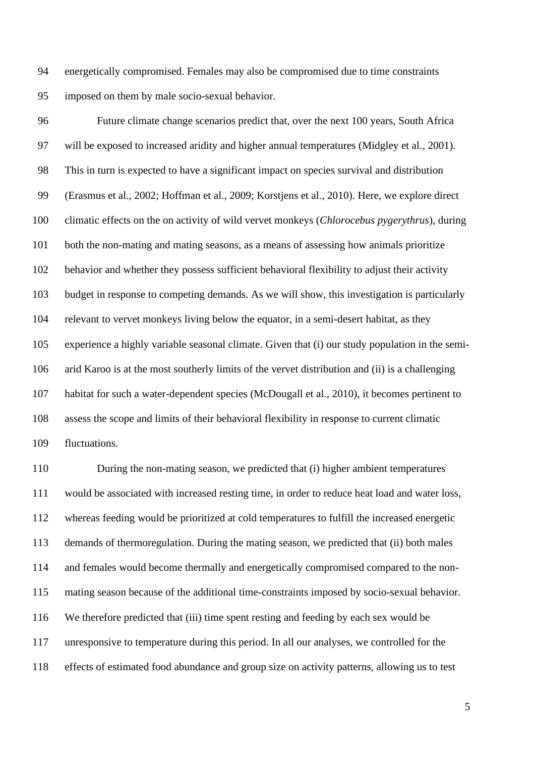energetically compromised. Females may also be compromised due to time constraints imposed on them by male socio-sexual behavior.

Future climate change scenarios predict that, over the next 100 years, South Africa will be exposed to increased aridity and higher annual temperatures (Midgley et al., 2001). This in turn is expected to have a significant impact on species survival and distribution (Erasmus et al., 2002; Hoffman et al., 2009; Korstjens et al., 2010). Here, we explore direct climatic effects on the on activity of wild vervet monkeys (*Chlorocebus pygerythrus*), during both the non-mating and mating seasons, as a means of assessing how animals prioritize behavior and whether they possess sufficient behavioral flexibility to adjust their activity budget in response to competing demands. As we will show, this investigation is particularly relevant to vervet monkeys living below the equator, in a semi-desert habitat, as they experience a highly variable seasonal climate. Given that (i) our study population in the semi-arid Karoo is at the most southerly limits of the vervet distribution and (ii) is a challenging habitat for such a water-dependent species (McDougall et al., 2010), it becomes pertinent to assess the scope and limits of their behavioral flexibility in response to current climatic fluctuations.

During the non-mating season, we predicted that (i) higher ambient temperatures would be associated with increased resting time, in order to reduce heat load and water loss, whereas feeding would be prioritized at cold temperatures to fulfill the increased energetic demands of thermoregulation. During the mating season, we predicted that (ii) both males and females would become thermally and energetically compromised compared to the non-mating season because of the additional time-constraints imposed by socio-sexual behavior. We therefore predicted that (iii) time spent resting and feeding by each sex would be unresponsive to temperature during this period. In all our analyses, we controlled for the effects of estimated food abundance and group size on activity patterns, allowing us to test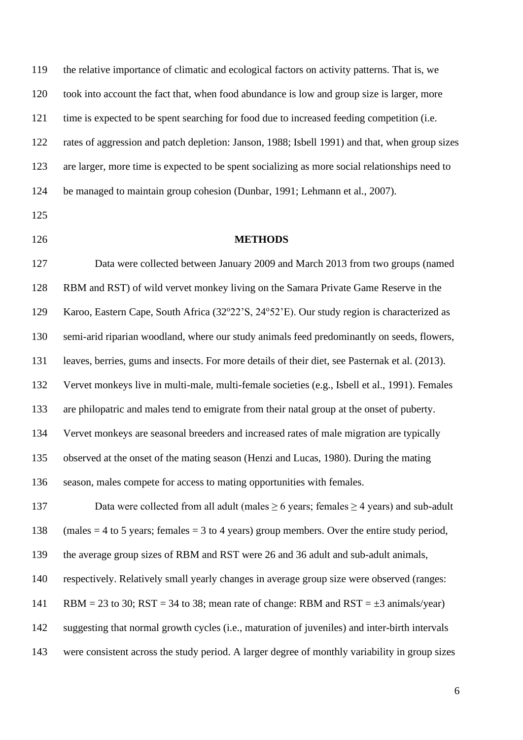the relative importance of climatic and ecological factors on activity patterns. That is, we took into account the fact that, when food abundance is low and group size is larger, more time is expected to be spent searching for food due to increased feeding competition (i.e. rates of aggression and patch depletion: Janson, 1988; Isbell 1991) and that, when group sizes are larger, more time is expected to be spent socializing as more social relationships need to be managed to maintain group cohesion (Dunbar, 1991; Lehmann et al., 2007).

## METHODS

Data were collected between January 2009 and March 2013 from two groups (named RBM and RST) of wild vervet monkey living on the Samara Private Game Reserve in the Karoo, Eastern Cape, South Africa (32º22'S, 24º52'E). Our study region is characterized as semi-arid riparian woodland, where our study animals feed predominantly on seeds, flowers, leaves, berries, gums and insects. For more details of their diet, see Pasternak et al. (2013). Vervet monkeys live in multi-male, multi-female societies (e.g., Isbell et al., 1991). Females are philopatric and males tend to emigrate from their natal group at the onset of puberty. Vervet monkeys are seasonal breeders and increased rates of male migration are typically observed at the onset of the mating season (Henzi and Lucas, 1980). During the mating season, males compete for access to mating opportunities with females.

Data were collected from all adult (males $\geq$ 6 years; females $\geq$ 4 years) and sub-adult (males = 4 to 5 years; females = 3 to 4 years) group members. Over the entire study period, the average group sizes of RBM and RST were 26 and 36 adult and sub-adult animals, respectively. Relatively small yearly changes in average group size were observed (ranges: RBM = 23 to 30; RST = 34 to 38; mean rate of change: RBM and RST = $\pm$3 animals/year) suggesting that normal growth cycles (i.e., maturation of juveniles) and inter-birth intervals were consistent across the study period. A larger degree of monthly variability in group sizes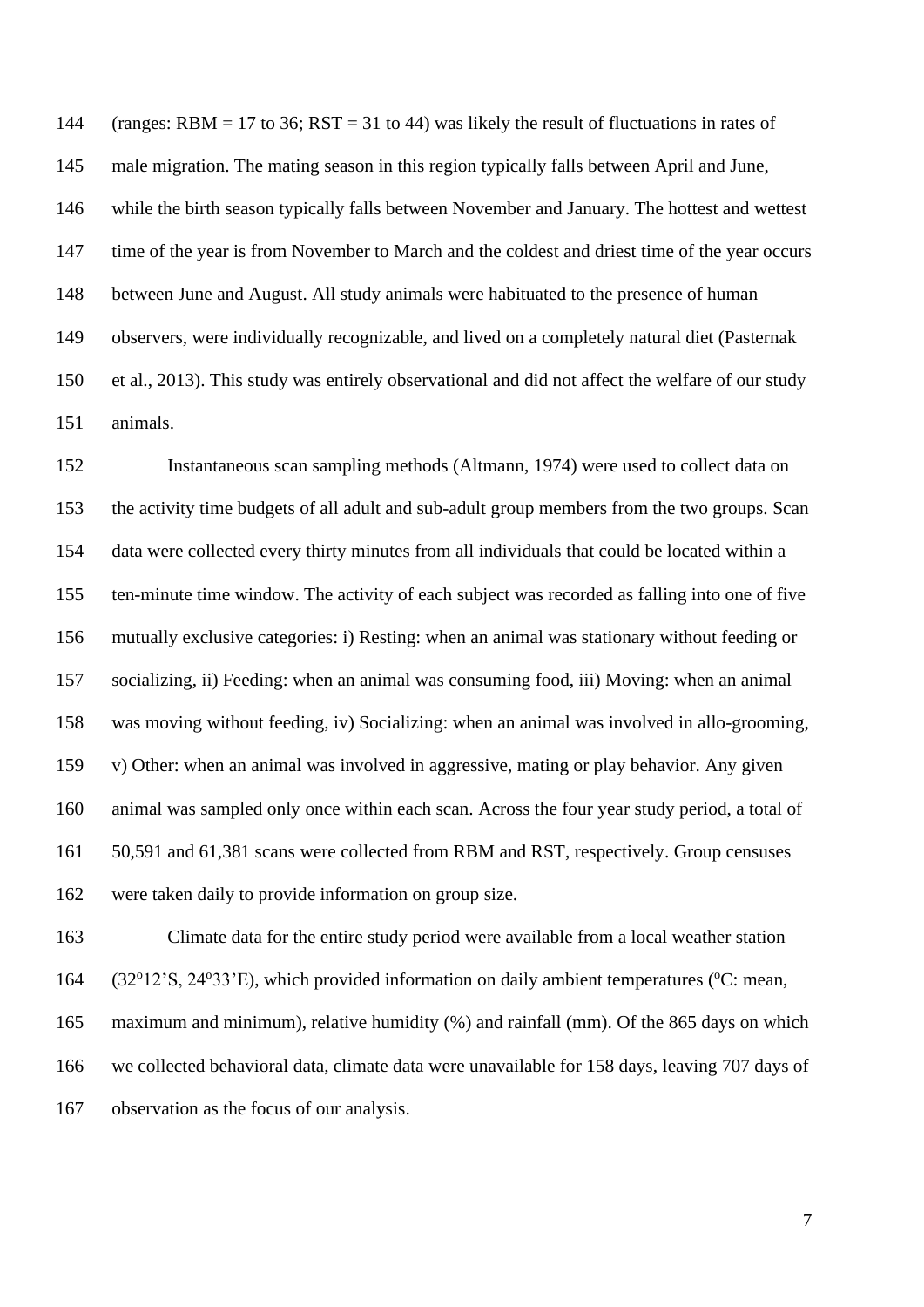(ranges: RBM = 17 to 36; RST = 31 to 44) was likely the result of fluctuations in rates of male migration. The mating season in this region typically falls between April and June, while the birth season typically falls between November and January. The hottest and wettest time of the year is from November to March and the coldest and driest time of the year occurs between June and August. All study animals were habituated to the presence of human observers, were individually recognizable, and lived on a completely natural diet (Pasternak et al., 2013). This study was entirely observational and did not affect the welfare of our study animals.

Instantaneous scan sampling methods (Altmann, 1974) were used to collect data on the activity time budgets of all adult and sub-adult group members from the two groups. Scan data were collected every thirty minutes from all individuals that could be located within a ten-minute time window. The activity of each subject was recorded as falling into one of five mutually exclusive categories: i) Resting: when an animal was stationary without feeding or socializing, ii) Feeding: when an animal was consuming food, iii) Moving: when an animal was moving without feeding, iv) Socializing: when an animal was involved in allo-grooming, v) Other: when an animal was involved in aggressive, mating or play behavior. Any given animal was sampled only once within each scan. Across the four year study period, a total of 50,591 and 61,381 scans were collected from RBM and RST, respectively. Group censuses were taken daily to provide information on group size.

Climate data for the entire study period were available from a local weather station (32°12'S, 24°33'E), which provided information on daily ambient temperatures (°C: mean, maximum and minimum), relative humidity (%) and rainfall (mm). Of the 865 days on which we collected behavioral data, climate data were unavailable for 158 days, leaving 707 days of observation as the focus of our analysis.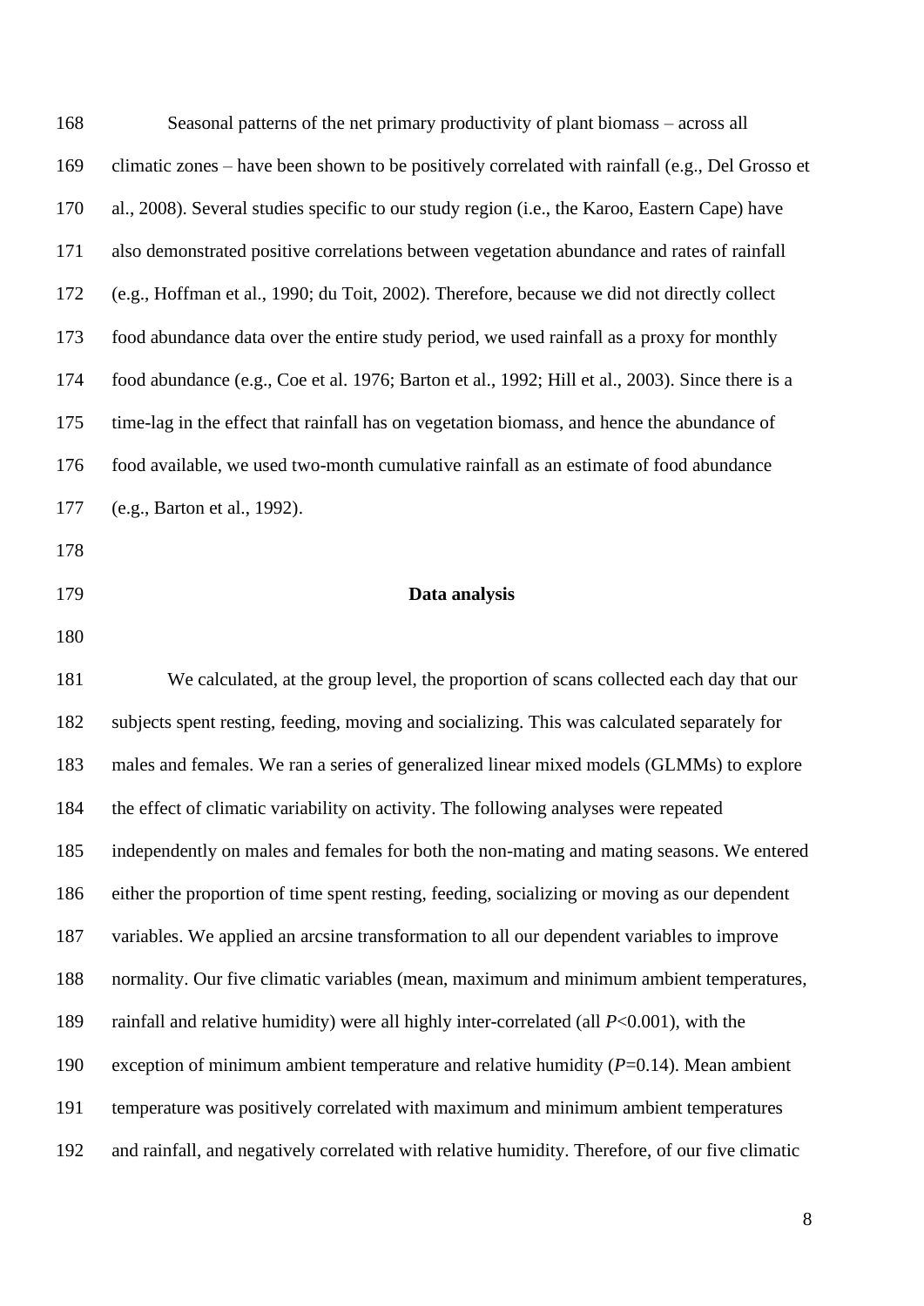Seasonal patterns of the net primary productivity of plant biomass – across all climatic zones – have been shown to be positively correlated with rainfall (e.g., Del Grosso et al., 2008). Several studies specific to our study region (i.e., the Karoo, Eastern Cape) have also demonstrated positive correlations between vegetation abundance and rates of rainfall (e.g., Hoffman et al., 1990; du Toit, 2002). Therefore, because we did not directly collect food abundance data over the entire study period, we used rainfall as a proxy for monthly food abundance (e.g., Coe et al. 1976; Barton et al., 1992; Hill et al., 2003). Since there is a time-lag in the effect that rainfall has on vegetation biomass, and hence the abundance of food available, we used two-month cumulative rainfall as an estimate of food abundance (e.g., Barton et al., 1992).

## Data analysis

We calculated, at the group level, the proportion of scans collected each day that our subjects spent resting, feeding, moving and socializing. This was calculated separately for males and females. We ran a series of generalized linear mixed models (GLMMs) to explore the effect of climatic variability on activity. The following analyses were repeated independently on males and females for both the non-mating and mating seasons. We entered either the proportion of time spent resting, feeding, socializing or moving as our dependent variables. We applied an arcsine transformation to all our dependent variables to improve normality. Our five climatic variables (mean, maximum and minimum ambient temperatures, rainfall and relative humidity) were all highly inter-correlated (all $P<0.001$), with the exception of minimum ambient temperature and relative humidity ($P=0.14$). Mean ambient temperature was positively correlated with maximum and minimum ambient temperatures and rainfall, and negatively correlated with relative humidity. Therefore, of our five climatic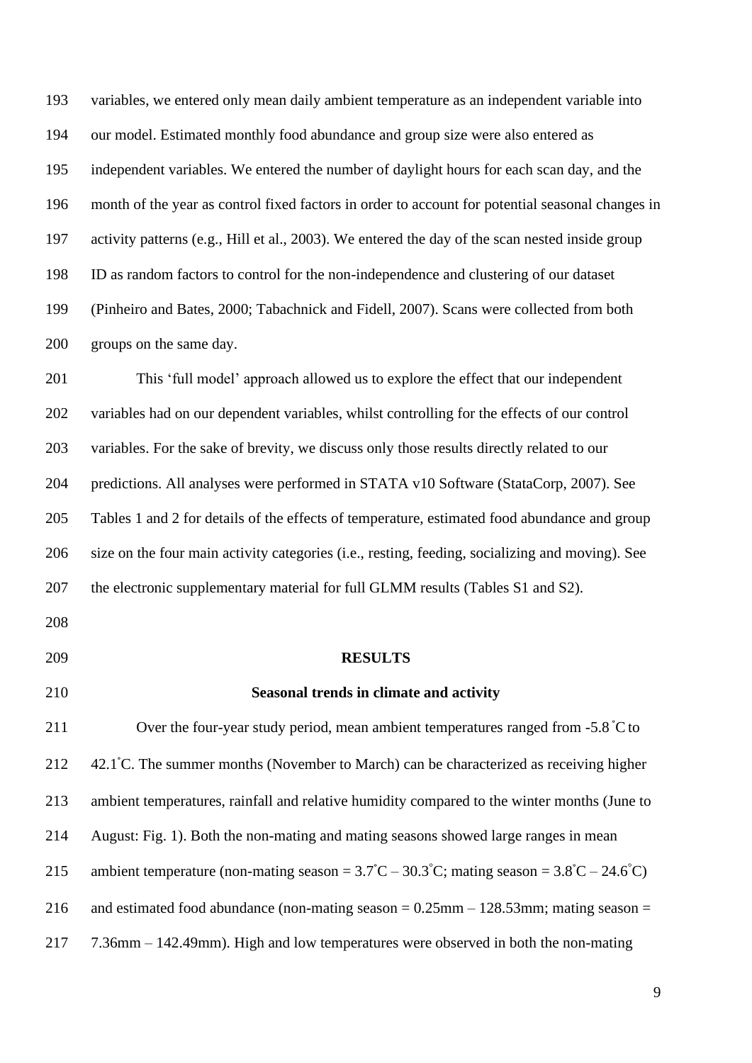variables, we entered only mean daily ambient temperature as an independent variable into our model. Estimated monthly food abundance and group size were also entered as independent variables. We entered the number of daylight hours for each scan day, and the month of the year as control fixed factors in order to account for potential seasonal changes in activity patterns (e.g., Hill et al., 2003). We entered the day of the scan nested inside group ID as random factors to control for the non-independence and clustering of our dataset (Pinheiro and Bates, 2000; Tabachnick and Fidell, 2007). Scans were collected from both groups on the same day.

This 'full model' approach allowed us to explore the effect that our independent variables had on our dependent variables, whilst controlling for the effects of our control variables. For the sake of brevity, we discuss only those results directly related to our predictions. All analyses were performed in STATA v10 Software (StataCorp, 2007). See Tables 1 and 2 for details of the effects of temperature, estimated food abundance and group size on the four main activity categories (i.e., resting, feeding, socializing and moving). See the electronic supplementary material for full GLMM results (Tables S1 and S2).

## RESULTS

### Seasonal trends in climate and activity

Over the four-year study period, mean ambient temperatures ranged from -5.8 °C to 42.1°C. The summer months (November to March) can be characterized as receiving higher ambient temperatures, rainfall and relative humidity compared to the winter months (June to August: Fig. 1). Both the non-mating and mating seasons showed large ranges in mean ambient temperature (non-mating season = 3.7°C – 30.3°C; mating season = 3.8°C – 24.6°C) and estimated food abundance (non-mating season = 0.25mm – 128.53mm; mating season = 7.36mm – 142.49mm). High and low temperatures were observed in both the non-mating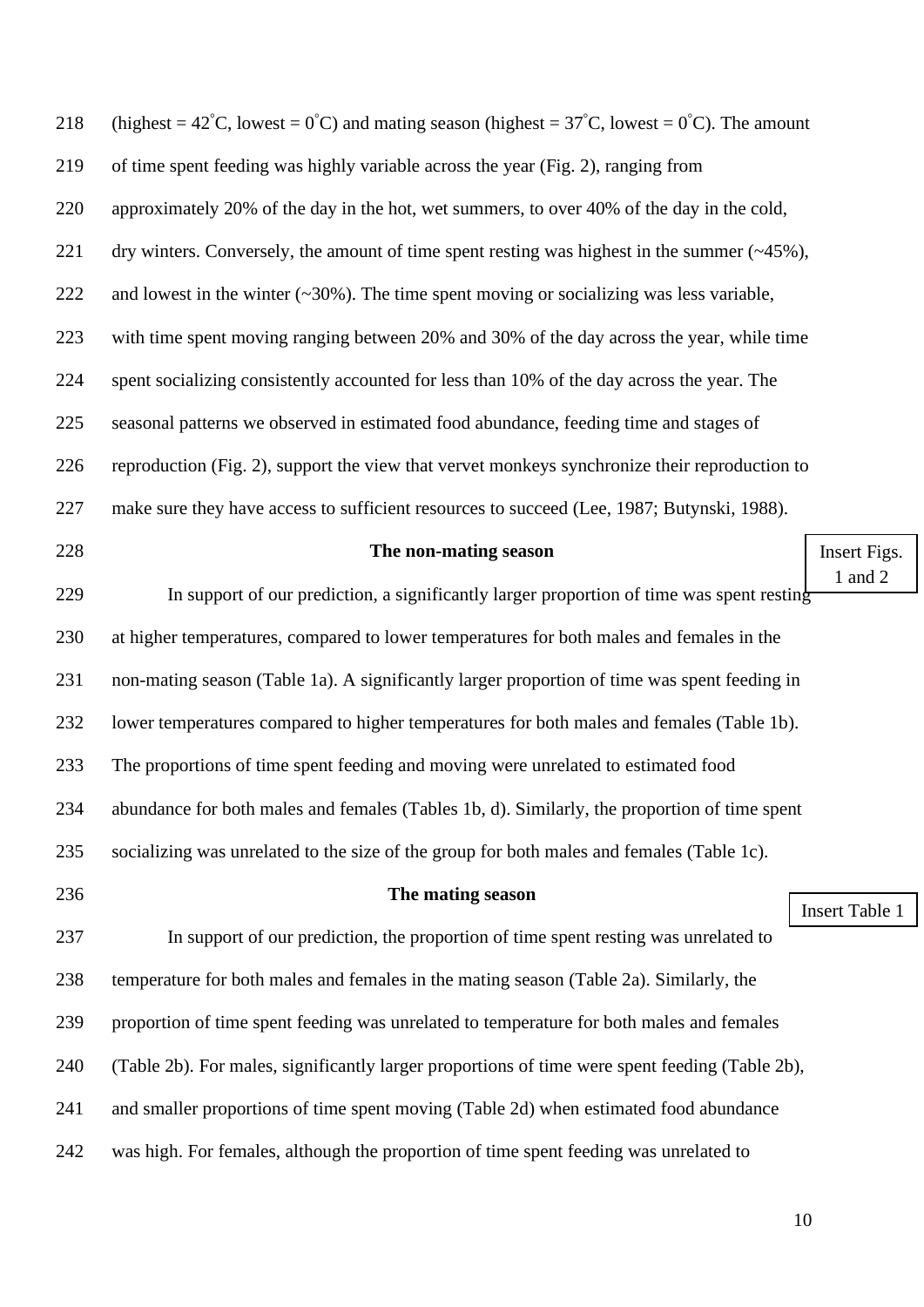(highest = 42°C, lowest = 0°C) and mating season (highest = 37°C, lowest = 0°C). The amount of time spent feeding was highly variable across the year (Fig. 2), ranging from approximately 20% of the day in the hot, wet summers, to over 40% of the day in the cold, dry winters. Conversely, the amount of time spent resting was highest in the summer (~45%), and lowest in the winter (~30%). The time spent moving or socializing was less variable, with time spent moving ranging between 20% and 30% of the day across the year, while time spent socializing consistently accounted for less than 10% of the day across the year. The seasonal patterns we observed in estimated food abundance, feeding time and stages of reproduction (Fig. 2), support the view that vervet monkeys synchronize their reproduction to make sure they have access to sufficient resources to succeed (Lee, 1987; Butynski, 1988).

Insert Figs. 1 and 2

### The non-mating season

In support of our prediction, a significantly larger proportion of time was spent resting at higher temperatures, compared to lower temperatures for both males and females in the non-mating season (Table 1a). A significantly larger proportion of time was spent feeding in lower temperatures compared to higher temperatures for both males and females (Table 1b). The proportions of time spent feeding and moving were unrelated to estimated food abundance for both males and females (Tables 1b, d). Similarly, the proportion of time spent socializing was unrelated to the size of the group for both males and females (Table 1c).

Insert Table 1

### The mating season

In support of our prediction, the proportion of time spent resting was unrelated to temperature for both males and females in the mating season (Table 2a). Similarly, the proportion of time spent feeding was unrelated to temperature for both males and females (Table 2b). For males, significantly larger proportions of time were spent feeding (Table 2b), and smaller proportions of time spent moving (Table 2d) when estimated food abundance was high. For females, although the proportion of time spent feeding was unrelated to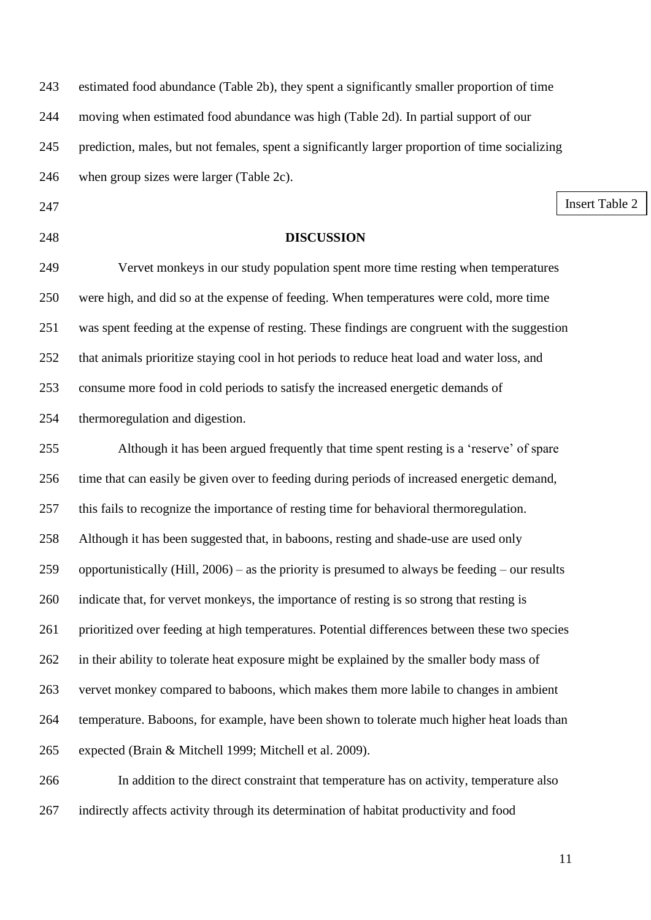estimated food abundance (Table 2b), they spent a significantly smaller proportion of time moving when estimated food abundance was high (Table 2d). In partial support of our prediction, males, but not females, spent a significantly larger proportion of time socializing when group sizes were larger (Table 2c).

Insert Table 2

## DISCUSSION

Vervet monkeys in our study population spent more time resting when temperatures were high, and did so at the expense of feeding. When temperatures were cold, more time was spent feeding at the expense of resting. These findings are congruent with the suggestion that animals prioritize staying cool in hot periods to reduce heat load and water loss, and consume more food in cold periods to satisfy the increased energetic demands of thermoregulation and digestion.

Although it has been argued frequently that time spent resting is a 'reserve' of spare time that can easily be given over to feeding during periods of increased energetic demand, this fails to recognize the importance of resting time for behavioral thermoregulation. Although it has been suggested that, in baboons, resting and shade-use are used only opportunistically (Hill, 2006) – as the priority is presumed to always be feeding – our results indicate that, for vervet monkeys, the importance of resting is so strong that resting is prioritized over feeding at high temperatures. Potential differences between these two species in their ability to tolerate heat exposure might be explained by the smaller body mass of vervet monkey compared to baboons, which makes them more labile to changes in ambient temperature. Baboons, for example, have been shown to tolerate much higher heat loads than expected (Brain & Mitchell 1999; Mitchell et al. 2009).

In addition to the direct constraint that temperature has on activity, temperature also indirectly affects activity through its determination of habitat productivity and food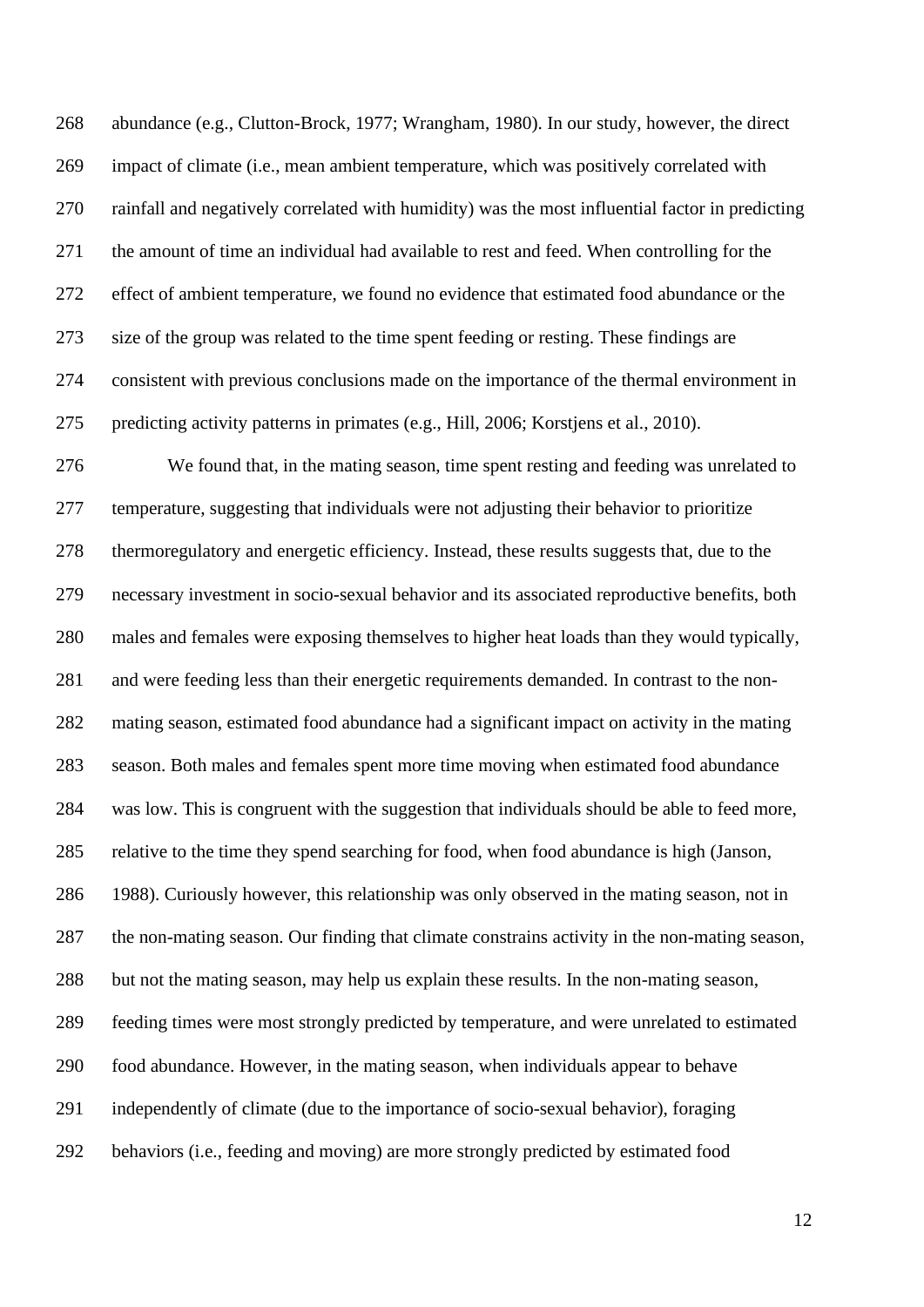abundance (e.g., Clutton-Brock, 1977; Wrangham, 1980). In our study, however, the direct impact of climate (i.e., mean ambient temperature, which was positively correlated with rainfall and negatively correlated with humidity) was the most influential factor in predicting the amount of time an individual had available to rest and feed. When controlling for the effect of ambient temperature, we found no evidence that estimated food abundance or the size of the group was related to the time spent feeding or resting. These findings are consistent with previous conclusions made on the importance of the thermal environment in predicting activity patterns in primates (e.g., Hill, 2006; Korstjens et al., 2010).

We found that, in the mating season, time spent resting and feeding was unrelated to temperature, suggesting that individuals were not adjusting their behavior to prioritize thermoregulatory and energetic efficiency. Instead, these results suggests that, due to the necessary investment in socio-sexual behavior and its associated reproductive benefits, both males and females were exposing themselves to higher heat loads than they would typically, and were feeding less than their energetic requirements demanded. In contrast to the non-mating season, estimated food abundance had a significant impact on activity in the mating season. Both males and females spent more time moving when estimated food abundance was low. This is congruent with the suggestion that individuals should be able to feed more, relative to the time they spend searching for food, when food abundance is high (Janson, 1988). Curiously however, this relationship was only observed in the mating season, not in the non-mating season. Our finding that climate constrains activity in the non-mating season, but not the mating season, may help us explain these results. In the non-mating season, feeding times were most strongly predicted by temperature, and were unrelated to estimated food abundance. However, in the mating season, when individuals appear to behave independently of climate (due to the importance of socio-sexual behavior), foraging behaviors (i.e., feeding and moving) are more strongly predicted by estimated food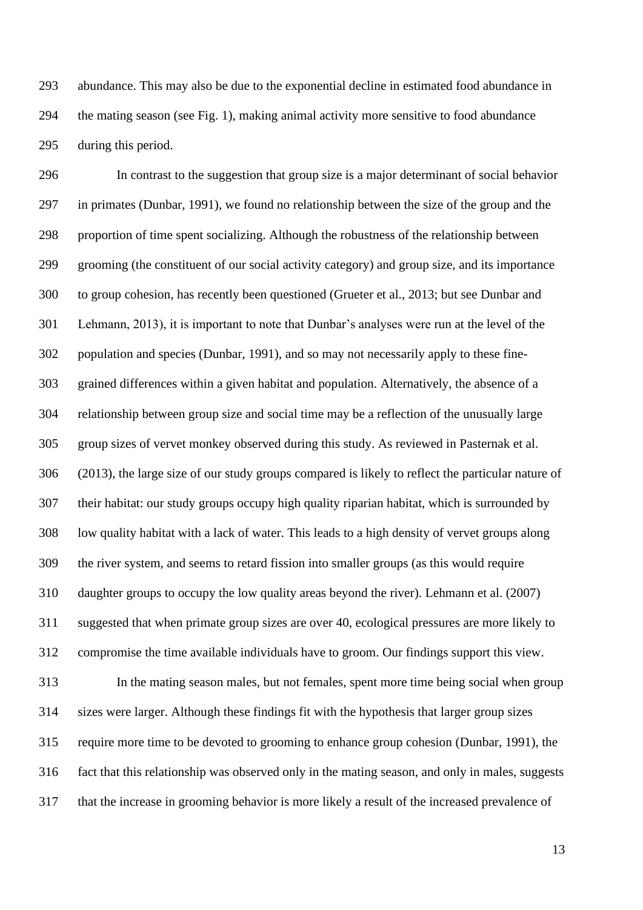abundance. This may also be due to the exponential decline in estimated food abundance in the mating season (see Fig. 1), making animal activity more sensitive to food abundance during this period.

In contrast to the suggestion that group size is a major determinant of social behavior in primates (Dunbar, 1991), we found no relationship between the size of the group and the proportion of time spent socializing. Although the robustness of the relationship between grooming (the constituent of our social activity category) and group size, and its importance to group cohesion, has recently been questioned (Grueter et al., 2013; but see Dunbar and Lehmann, 2013), it is important to note that Dunbar's analyses were run at the level of the population and species (Dunbar, 1991), and so may not necessarily apply to these fine-grained differences within a given habitat and population. Alternatively, the absence of a relationship between group size and social time may be a reflection of the unusually large group sizes of vervet monkey observed during this study. As reviewed in Pasternak et al. (2013), the large size of our study groups compared is likely to reflect the particular nature of their habitat: our study groups occupy high quality riparian habitat, which is surrounded by low quality habitat with a lack of water. This leads to a high density of vervet groups along the river system, and seems to retard fission into smaller groups (as this would require daughter groups to occupy the low quality areas beyond the river). Lehmann et al. (2007) suggested that when primate group sizes are over 40, ecological pressures are more likely to compromise the time available individuals have to groom. Our findings support this view.

In the mating season males, but not females, spent more time being social when group sizes were larger. Although these findings fit with the hypothesis that larger group sizes require more time to be devoted to grooming to enhance group cohesion (Dunbar, 1991), the fact that this relationship was observed only in the mating season, and only in males, suggests that the increase in grooming behavior is more likely a result of the increased prevalence of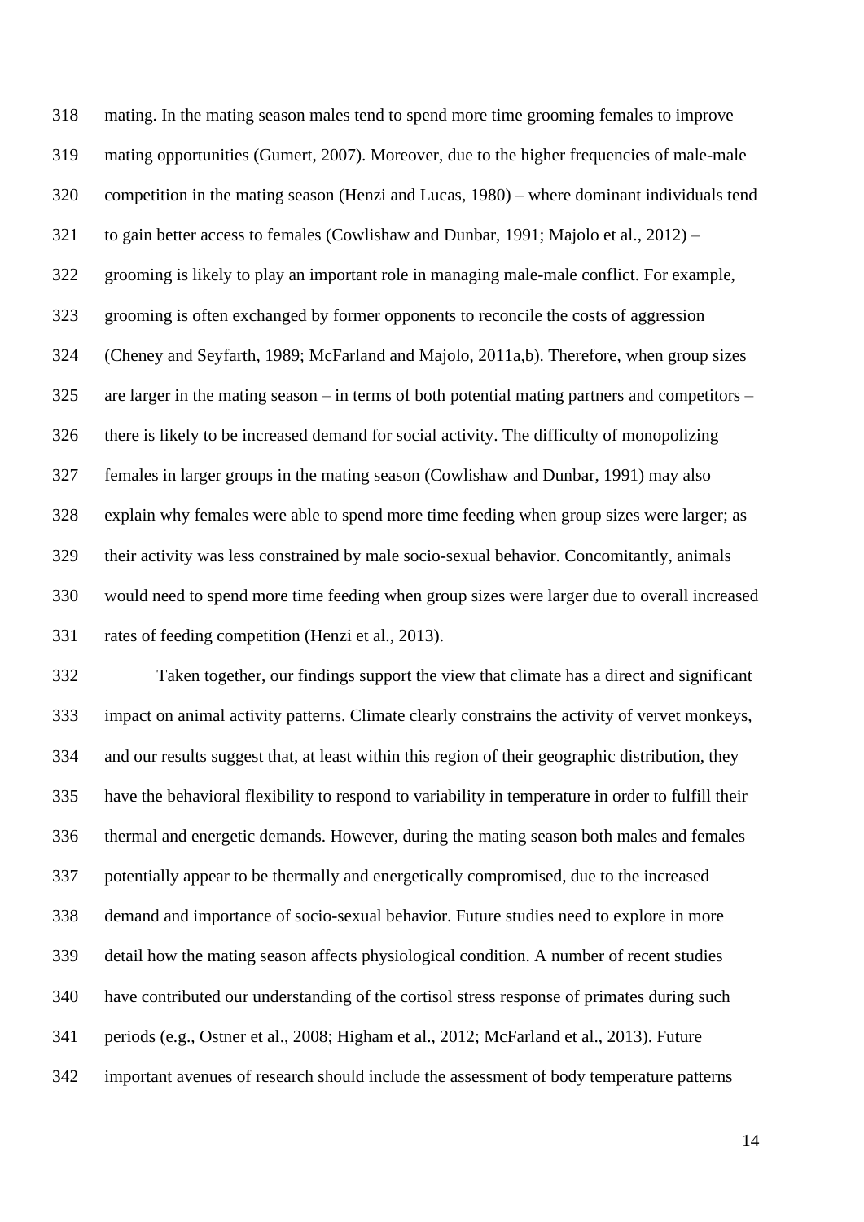mating. In the mating season males tend to spend more time grooming females to improve mating opportunities (Gumert, 2007). Moreover, due to the higher frequencies of male-male competition in the mating season (Henzi and Lucas, 1980) – where dominant individuals tend to gain better access to females (Cowlishaw and Dunbar, 1991; Majolo et al., 2012) – grooming is likely to play an important role in managing male-male conflict. For example, grooming is often exchanged by former opponents to reconcile the costs of aggression (Cheney and Seyfarth, 1989; McFarland and Majolo, 2011a,b). Therefore, when group sizes are larger in the mating season – in terms of both potential mating partners and competitors – there is likely to be increased demand for social activity. The difficulty of monopolizing females in larger groups in the mating season (Cowlishaw and Dunbar, 1991) may also explain why females were able to spend more time feeding when group sizes were larger; as their activity was less constrained by male socio-sexual behavior. Concomitantly, animals would need to spend more time feeding when group sizes were larger due to overall increased rates of feeding competition (Henzi et al., 2013).

Taken together, our findings support the view that climate has a direct and significant impact on animal activity patterns. Climate clearly constrains the activity of vervet monkeys, and our results suggest that, at least within this region of their geographic distribution, they have the behavioral flexibility to respond to variability in temperature in order to fulfill their thermal and energetic demands. However, during the mating season both males and females potentially appear to be thermally and energetically compromised, due to the increased demand and importance of socio-sexual behavior. Future studies need to explore in more detail how the mating season affects physiological condition. A number of recent studies have contributed our understanding of the cortisol stress response of primates during such periods (e.g., Ostner et al., 2008; Higham et al., 2012; McFarland et al., 2013). Future important avenues of research should include the assessment of body temperature patterns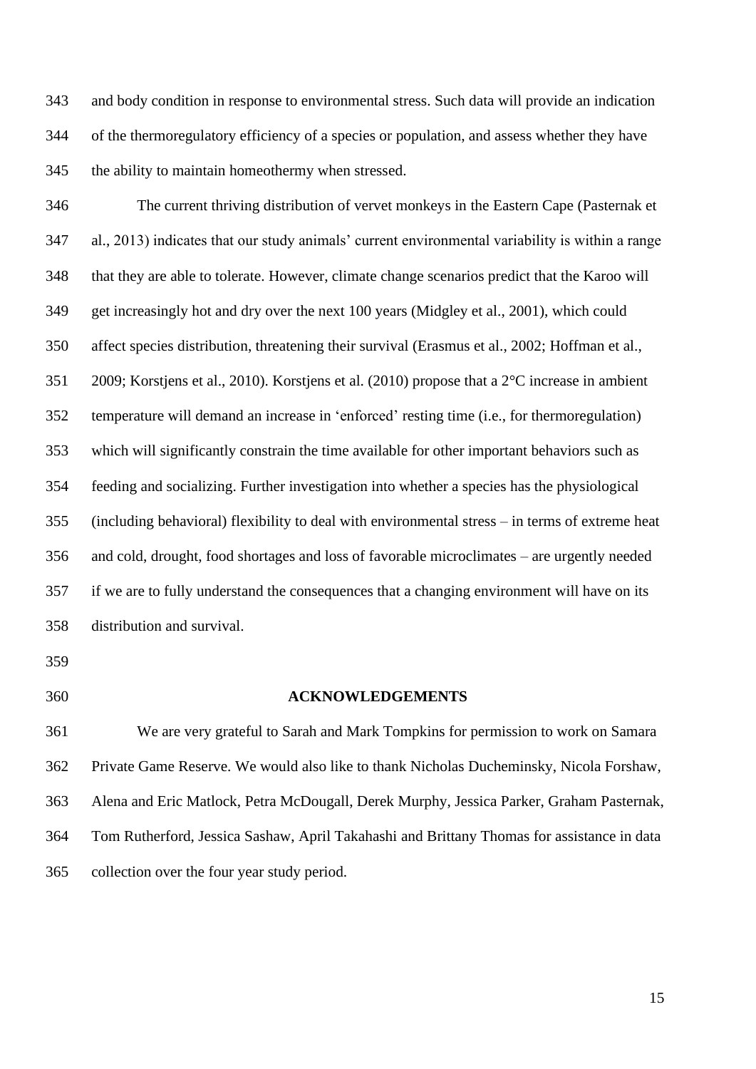and body condition in response to environmental stress. Such data will provide an indication of the thermoregulatory efficiency of a species or population, and assess whether they have the ability to maintain homeothermy when stressed.

The current thriving distribution of vervet monkeys in the Eastern Cape (Pasternak et al., 2013) indicates that our study animals' current environmental variability is within a range that they are able to tolerate. However, climate change scenarios predict that the Karoo will get increasingly hot and dry over the next 100 years (Midgley et al., 2001), which could affect species distribution, threatening their survival (Erasmus et al., 2002; Hoffman et al., 2009; Korstjens et al., 2010). Korstjens et al. (2010) propose that a 2°C increase in ambient temperature will demand an increase in 'enforced' resting time (i.e., for thermoregulation) which will significantly constrain the time available for other important behaviors such as feeding and socializing. Further investigation into whether a species has the physiological (including behavioral) flexibility to deal with environmental stress – in terms of extreme heat and cold, drought, food shortages and loss of favorable microclimates – are urgently needed if we are to fully understand the consequences that a changing environment will have on its distribution and survival.

## ACKNOWLEDGEMENTS

We are very grateful to Sarah and Mark Tompkins for permission to work on Samara Private Game Reserve. We would also like to thank Nicholas Ducheminsky, Nicola Forshaw, Alena and Eric Matlock, Petra McDougall, Derek Murphy, Jessica Parker, Graham Pasternak, Tom Rutherford, Jessica Sashaw, April Takahashi and Brittany Thomas for assistance in data collection over the four year study period.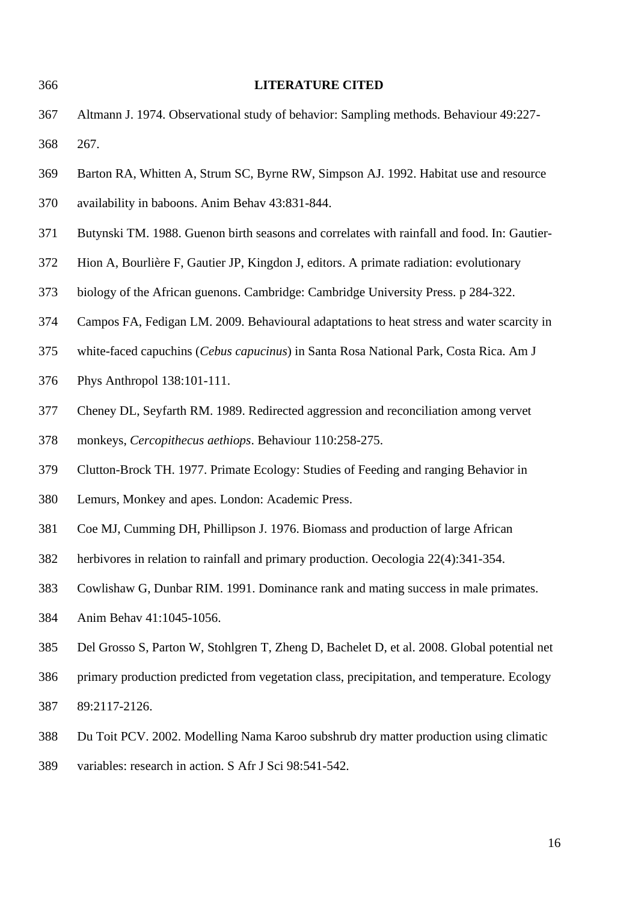## LITERATURE CITED

Altmann J. 1974. Observational study of behavior: Sampling methods. Behaviour 49:227-267.

Barton RA, Whitten A, Strum SC, Byrne RW, Simpson AJ. 1992. Habitat use and resource availability in baboons. Anim Behav 43:831-844.

Butynski TM. 1988. Guenon birth seasons and correlates with rainfall and food. In: Gautier-Hion A, Bourlière F, Gautier JP, Kingdon J, editors. A primate radiation: evolutionary biology of the African guenons. Cambridge: Cambridge University Press. p 284-322.

Campos FA, Fedigan LM. 2009. Behavioural adaptations to heat stress and water scarcity in white-faced capuchins (*Cebus capucinus*) in Santa Rosa National Park, Costa Rica. Am J Phys Anthropol 138:101-111.

Cheney DL, Seyfarth RM. 1989. Redirected aggression and reconciliation among vervet monkeys, *Cercopithecus aethiops*. Behaviour 110:258-275.

Clutton-Brock TH. 1977. Primate Ecology: Studies of Feeding and ranging Behavior in Lemurs, Monkey and apes. London: Academic Press.

Coe MJ, Cumming DH, Phillipson J. 1976. Biomass and production of large African herbivores in relation to rainfall and primary production. Oecologia 22(4):341-354.

Cowlishaw G, Dunbar RIM. 1991. Dominance rank and mating success in male primates. Anim Behav 41:1045-1056.

Del Grosso S, Parton W, Stohlgren T, Zheng D, Bachelet D, et al. 2008. Global potential net primary production predicted from vegetation class, precipitation, and temperature. Ecology 89:2117-2126.

Du Toit PCV. 2002. Modelling Nama Karoo subshrub dry matter production using climatic variables: research in action. S Afr J Sci 98:541-542.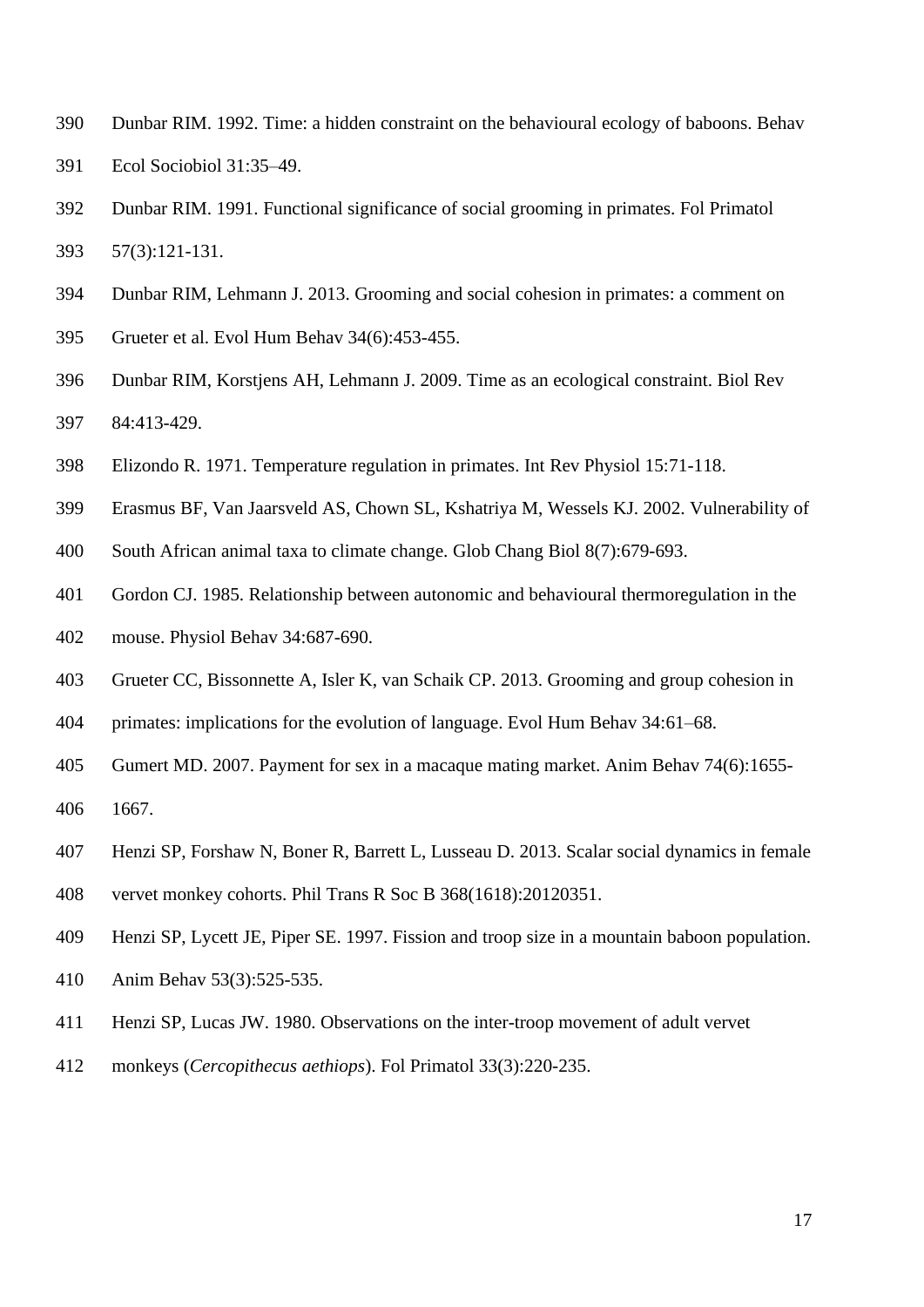Dunbar RIM. 1992. Time: a hidden constraint on the behavioural ecology of baboons. Behav Ecol Sociobiol 31:35–49.

Dunbar RIM. 1991. Functional significance of social grooming in primates. Fol Primatol 57(3):121-131.

Dunbar RIM, Lehmann J. 2013. Grooming and social cohesion in primates: a comment on Grueter et al. Evol Hum Behav 34(6):453-455.

Dunbar RIM, Korstjens AH, Lehmann J. 2009. Time as an ecological constraint. Biol Rev 84:413-429.

Elizondo R. 1971. Temperature regulation in primates. Int Rev Physiol 15:71-118.

Erasmus BF, Van Jaarsveld AS, Chown SL, Kshatriya M, Wessels KJ. 2002. Vulnerability of South African animal taxa to climate change. Glob Chang Biol 8(7):679-693.

Gordon CJ. 1985. Relationship between autonomic and behavioural thermoregulation in the mouse. Physiol Behav 34:687-690.

Grueter CC, Bissonnette A, Isler K, van Schaik CP. 2013. Grooming and group cohesion in primates: implications for the evolution of language. Evol Hum Behav 34:61–68.

Gumert MD. 2007. Payment for sex in a macaque mating market. Anim Behav 74(6):1655-1667.

Henzi SP, Forshaw N, Boner R, Barrett L, Lusseau D. 2013. Scalar social dynamics in female vervet monkey cohorts. Phil Trans R Soc B 368(1618):20120351.

Henzi SP, Lycett JE, Piper SE. 1997. Fission and troop size in a mountain baboon population. Anim Behav 53(3):525-535.

Henzi SP, Lucas JW. 1980. Observations on the inter-troop movement of adult vervet monkeys (*Cercopithecus aethiops*). Fol Primatol 33(3):220-235.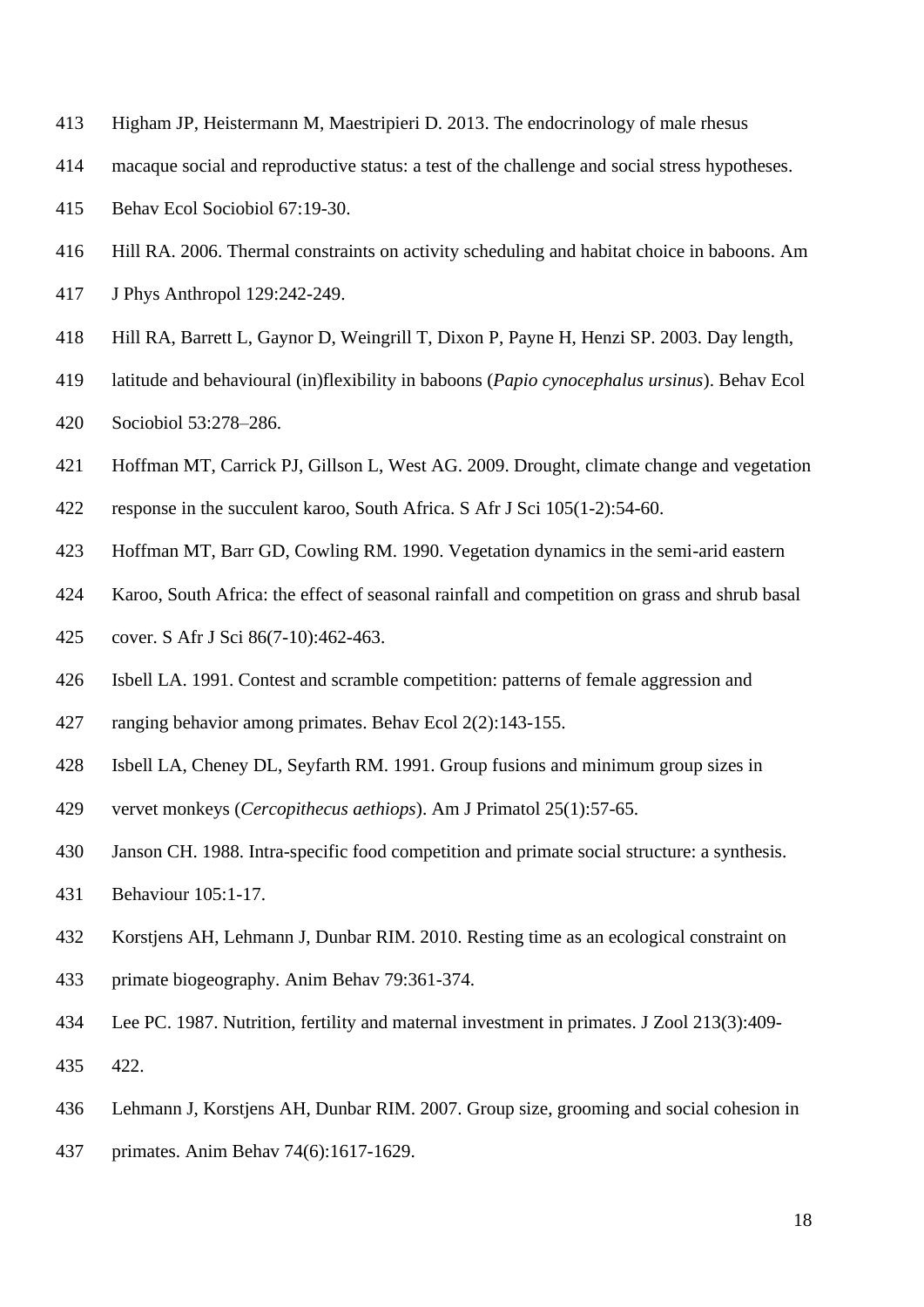Higham JP, Heistermann M, Maestripieri D. 2013. The endocrinology of male rhesus macaque social and reproductive status: a test of the challenge and social stress hypotheses. Behav Ecol Sociobiol 67:19-30.

Hill RA. 2006. Thermal constraints on activity scheduling and habitat choice in baboons. Am J Phys Anthropol 129:242-249.

Hill RA, Barrett L, Gaynor D, Weingrill T, Dixon P, Payne H, Henzi SP. 2003. Day length, latitude and behavioural (in)flexibility in baboons (*Papio cynocephalus ursinus*). Behav Ecol Sociobiol 53:278–286.

Hoffman MT, Carrick PJ, Gillson L, West AG. 2009. Drought, climate change and vegetation response in the succulent karoo, South Africa. S Afr J Sci 105(1-2):54-60.

Hoffman MT, Barr GD, Cowling RM. 1990. Vegetation dynamics in the semi-arid eastern Karoo, South Africa: the effect of seasonal rainfall and competition on grass and shrub basal cover. S Afr J Sci 86(7-10):462-463.

Isbell LA. 1991. Contest and scramble competition: patterns of female aggression and ranging behavior among primates. Behav Ecol 2(2):143-155.

Isbell LA, Cheney DL, Seyfarth RM. 1991. Group fusions and minimum group sizes in vervet monkeys (*Cercopithecus aethiops*). Am J Primatol 25(1):57-65.

Janson CH. 1988. Intra-specific food competition and primate social structure: a synthesis. Behaviour 105:1-17.

Korstjens AH, Lehmann J, Dunbar RIM. 2010. Resting time as an ecological constraint on primate biogeography. Anim Behav 79:361-374.

Lee PC. 1987. Nutrition, fertility and maternal investment in primates. J Zool 213(3):409-422.

Lehmann J, Korstjens AH, Dunbar RIM. 2007. Group size, grooming and social cohesion in primates. Anim Behav 74(6):1617-1629.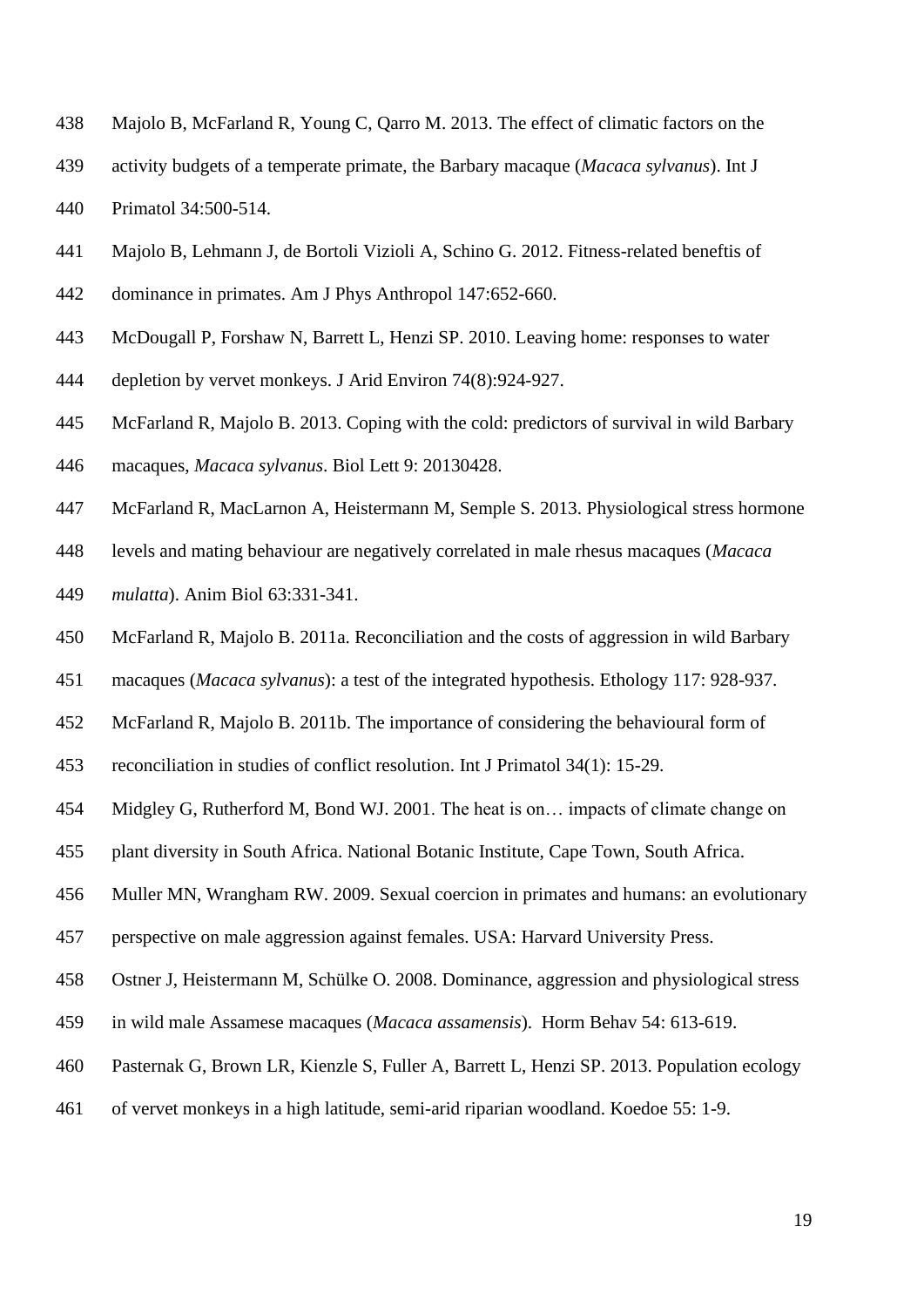Majolo B, McFarland R, Young C, Qarro M. 2013. The effect of climatic factors on the activity budgets of a temperate primate, the Barbary macaque (*Macaca sylvanus*). Int J Primatol 34:500-514.

Majolo B, Lehmann J, de Bortoli Vizioli A, Schino G. 2012. Fitness-related beneftis of dominance in primates. Am J Phys Anthropol 147:652-660.

McDougall P, Forshaw N, Barrett L, Henzi SP. 2010. Leaving home: responses to water depletion by vervet monkeys. J Arid Environ 74(8):924-927.

McFarland R, Majolo B. 2013. Coping with the cold: predictors of survival in wild Barbary macaques, *Macaca sylvanus*. Biol Lett 9: 20130428.

McFarland R, MacLarnon A, Heistermann M, Semple S. 2013. Physiological stress hormone levels and mating behaviour are negatively correlated in male rhesus macaques (*Macaca mulatta*). Anim Biol 63:331-341.

McFarland R, Majolo B. 2011a. Reconciliation and the costs of aggression in wild Barbary macaques (*Macaca sylvanus*): a test of the integrated hypothesis. Ethology 117: 928-937.

McFarland R, Majolo B. 2011b. The importance of considering the behavioural form of reconciliation in studies of conflict resolution. Int J Primatol 34(1): 15-29.

Midgley G, Rutherford M, Bond WJ. 2001. The heat is on… impacts of climate change on plant diversity in South Africa. National Botanic Institute, Cape Town, South Africa.

Muller MN, Wrangham RW. 2009. Sexual coercion in primates and humans: an evolutionary perspective on male aggression against females. USA: Harvard University Press.

Ostner J, Heistermann M, Schülke O. 2008. Dominance, aggression and physiological stress in wild male Assamese macaques (*Macaca assamensis*). Horm Behav 54: 613-619.

Pasternak G, Brown LR, Kienzle S, Fuller A, Barrett L, Henzi SP. 2013. Population ecology of vervet monkeys in a high latitude, semi-arid riparian woodland. Koedoe 55: 1-9.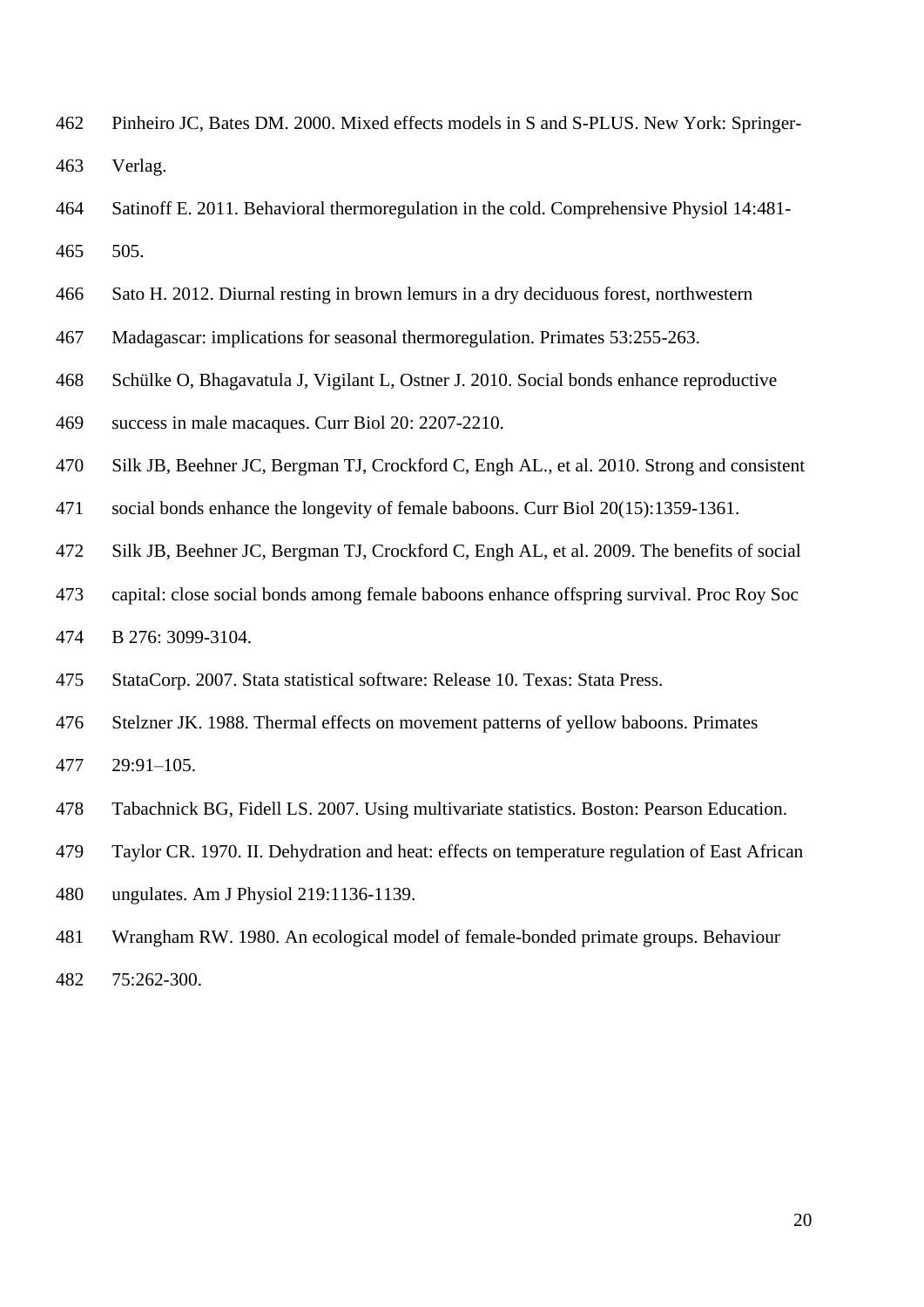Pinheiro JC, Bates DM. 2000. Mixed effects models in S and S-PLUS. New York: Springer-Verlag.

Satinoff E. 2011. Behavioral thermoregulation in the cold. Comprehensive Physiol 14:481-505.

Sato H. 2012. Diurnal resting in brown lemurs in a dry deciduous forest, northwestern Madagascar: implications for seasonal thermoregulation. Primates 53:255-263.

Schülke O, Bhagavatula J, Vigilant L, Ostner J. 2010. Social bonds enhance reproductive success in male macaques. Curr Biol 20: 2207-2210.

Silk JB, Beehner JC, Bergman TJ, Crockford C, Engh AL., et al. 2010. Strong and consistent social bonds enhance the longevity of female baboons. Curr Biol 20(15):1359-1361.

Silk JB, Beehner JC, Bergman TJ, Crockford C, Engh AL, et al. 2009. The benefits of social capital: close social bonds among female baboons enhance offspring survival. Proc Roy Soc B 276: 3099-3104.

StataCorp. 2007. Stata statistical software: Release 10. Texas: Stata Press.

Stelzner JK. 1988. Thermal effects on movement patterns of yellow baboons. Primates 29:91–105.

Tabachnick BG, Fidell LS. 2007. Using multivariate statistics. Boston: Pearson Education.

Taylor CR. 1970. II. Dehydration and heat: effects on temperature regulation of East African ungulates. Am J Physiol 219:1136-1139.

Wrangham RW. 1980. An ecological model of female-bonded primate groups. Behaviour 75:262-300.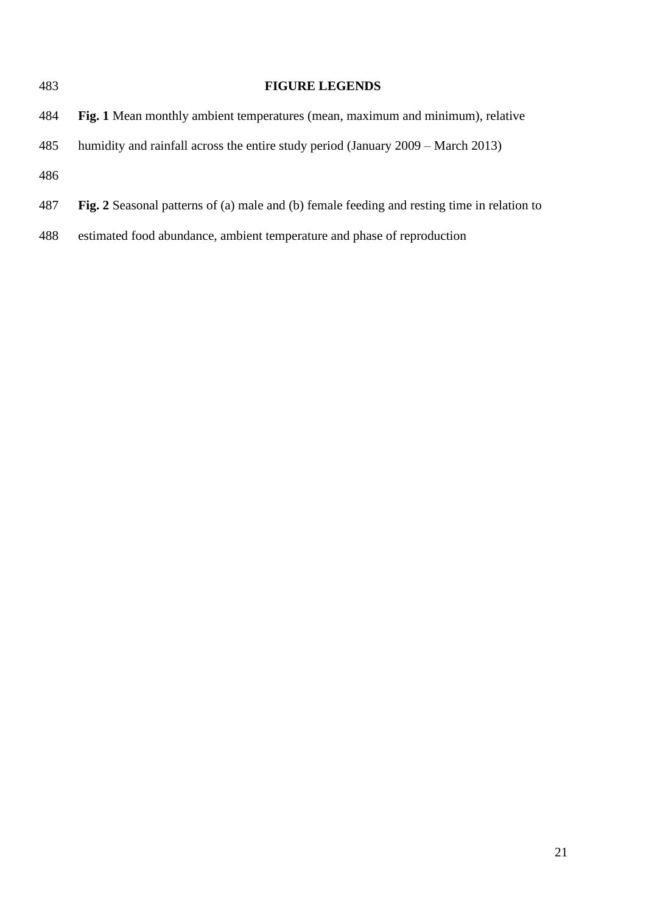## FIGURE LEGENDS

**Fig. 1** Mean monthly ambient temperatures (mean, maximum and minimum), relative humidity and rainfall across the entire study period (January 2009 – March 2013)

**Fig. 2** Seasonal patterns of (a) male and (b) female feeding and resting time in relation to estimated food abundance, ambient temperature and phase of reproduction